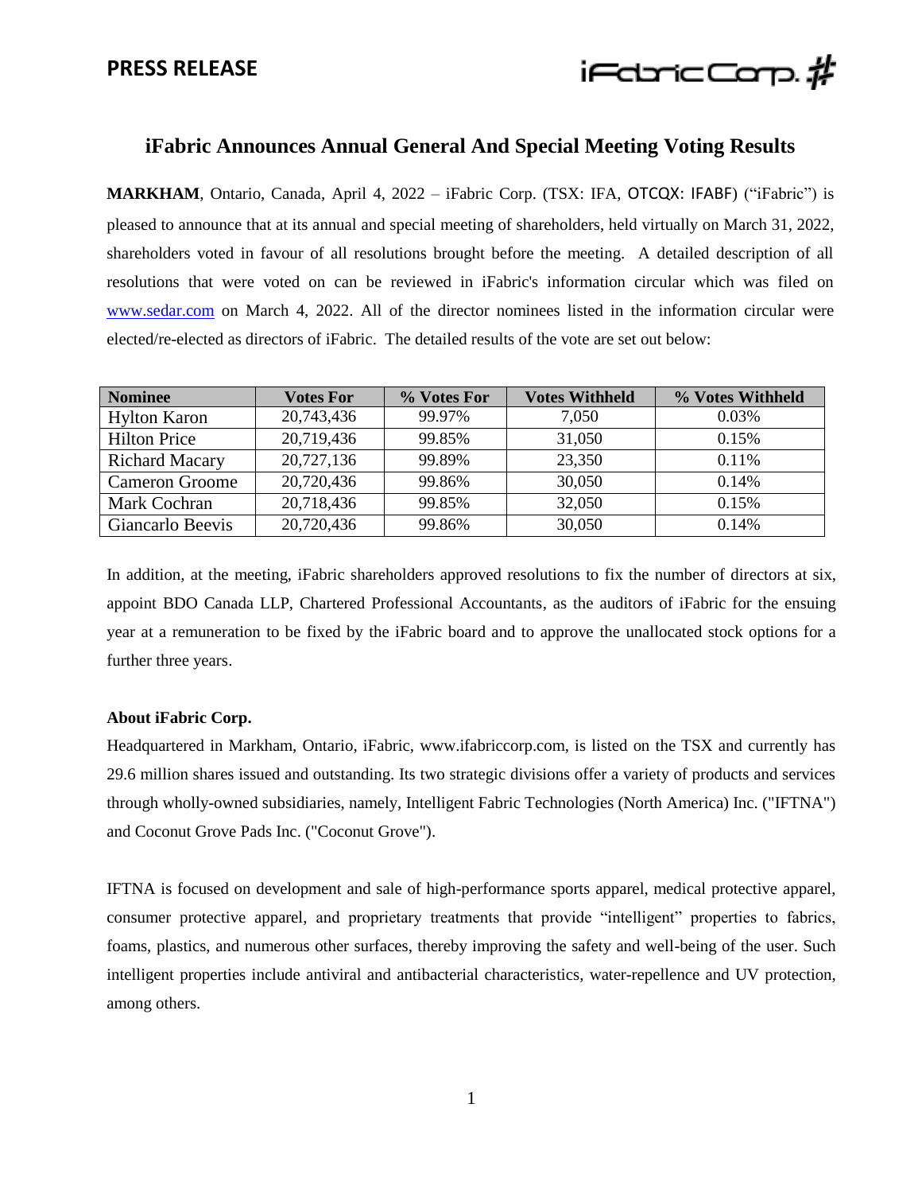**PRESS RELEASE**

# iFabric Announces Annual General And Special Meeting Voting Results

**MARKHAM**, Ontario, Canada, April 4, 2022 – iFabric Corp. (TSX: IFA, OTCQX: IFABF) ("iFabric") is pleased to announce that at its annual and special meeting of shareholders, held virtually on March 31, 2022, shareholders voted in favour of all resolutions brought before the meeting. A detailed description of all resolutions that were voted on can be reviewed in iFabric's information circular which was filed on www.sedar.com on March 4, 2022. All of the director nominees listed in the information circular were elected/re-elected as directors of iFabric. The detailed results of the vote are set out below:

| Nominee | Votes For | % Votes For | Votes Withheld | % Votes Withheld |
|---|---|---|---|---|
| Hylton Karon | 20,743,436 | 99.97% | 7,050 | 0.03% |
| Hilton Price | 20,719,436 | 99.85% | 31,050 | 0.15% |
| Richard Macary | 20,727,136 | 99.89% | 23,350 | 0.11% |
| Cameron Groome | 20,720,436 | 99.86% | 30,050 | 0.14% |
| Mark Cochran | 20,718,436 | 99.85% | 32,050 | 0.15% |
| Giancarlo Beevis | 20,720,436 | 99.86% | 30,050 | 0.14% |

In addition, at the meeting, iFabric shareholders approved resolutions to fix the number of directors at six, appoint BDO Canada LLP, Chartered Professional Accountants, as the auditors of iFabric for the ensuing year at a remuneration to be fixed by the iFabric board and to approve the unallocated stock options for a further three years.

**About iFabric Corp.**

Headquartered in Markham, Ontario, iFabric, www.ifabriccorp.com, is listed on the TSX and currently has 29.6 million shares issued and outstanding. Its two strategic divisions offer a variety of products and services through wholly-owned subsidiaries, namely, Intelligent Fabric Technologies (North America) Inc. ("IFTNA") and Coconut Grove Pads Inc. ("Coconut Grove").

IFTNA is focused on development and sale of high-performance sports apparel, medical protective apparel, consumer protective apparel, and proprietary treatments that provide "intelligent" properties to fabrics, foams, plastics, and numerous other surfaces, thereby improving the safety and well-being of the user. Such intelligent properties include antiviral and antibacterial characteristics, water-repellence and UV protection, among others.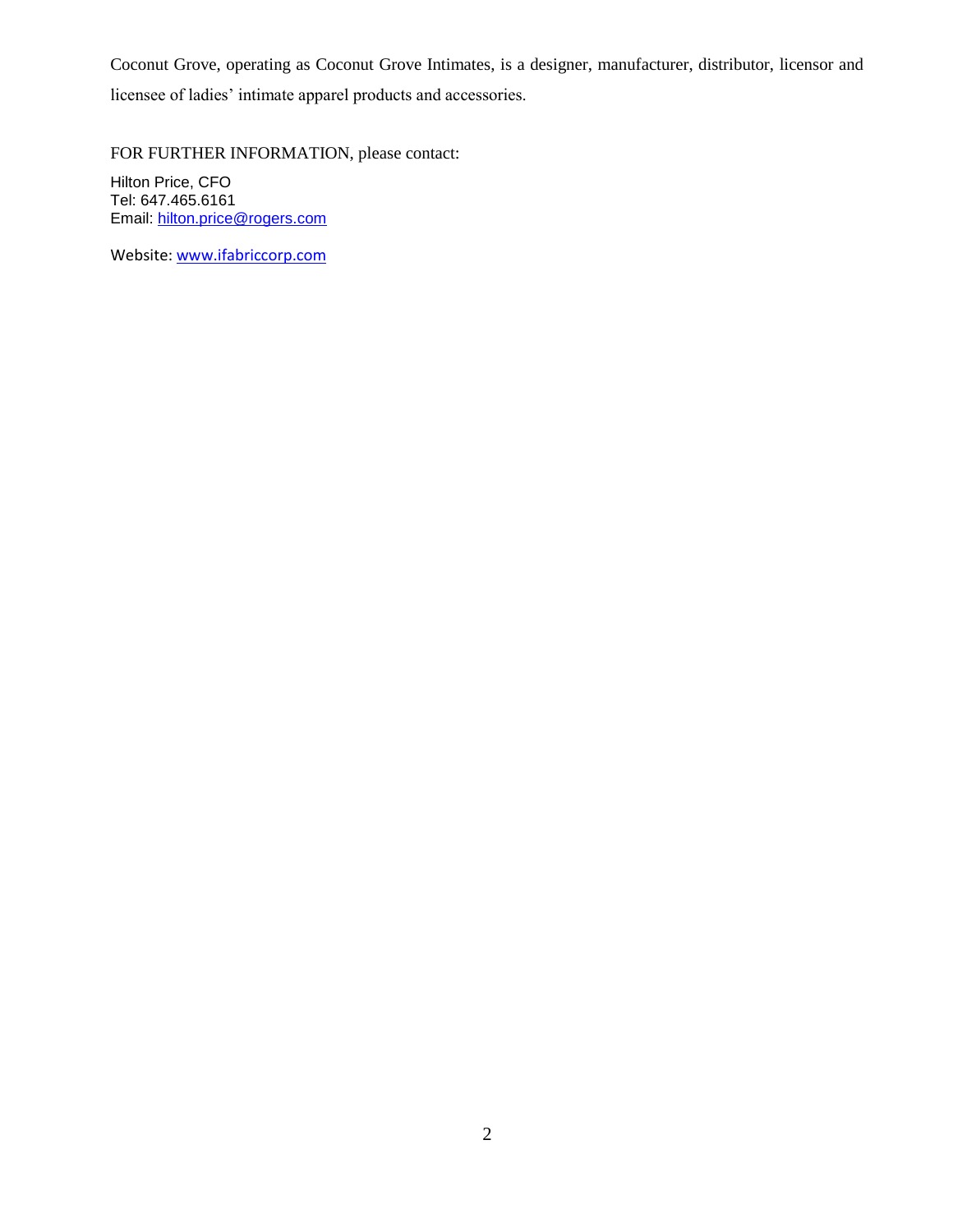Coconut Grove, operating as Coconut Grove Intimates, is a designer, manufacturer, distributor, licensor and licensee of ladies' intimate apparel products and accessories.

FOR FURTHER INFORMATION, please contact:

Hilton Price, CFO
Tel: 647.465.6161
Email: hilton.price@rogers.com

Website: www.ifabriccorp.com